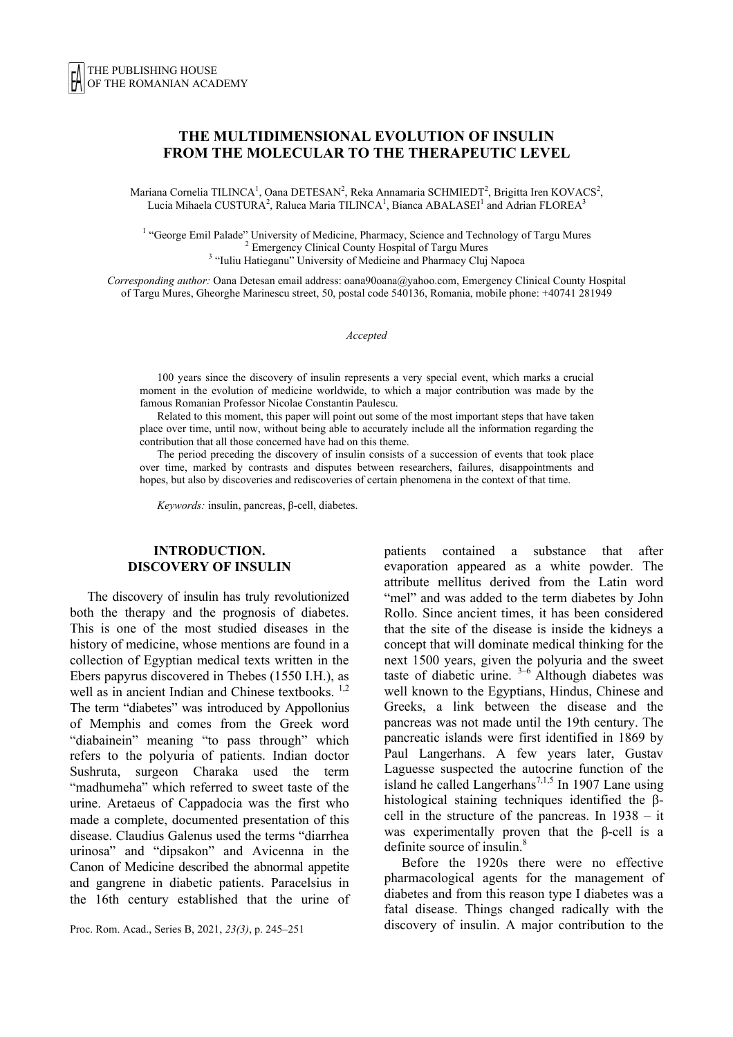# THE MULTIDIMENSIONAL EVOLUTION OF INSULIN FROM THE MOLECULAR TO THE THERAPEUTIC LEVEL

Mariana Cornelia TILINCA[1], Oana DETESAN[2], Reka Annamaria SCHMIEDT[2], Brigitta Iren KOVACS[2], Lucia Mihaela CUSTURA[2], Raluca Maria TILINCA[1], Bianca ABALASEI[1] and Adrian FLOREA[3]

[1] "George Emil Palade" University of Medicine, Pharmacy, Science and Technology of Targu Mures
[2] Emergency Clinical County Hospital of Targu Mures
[3] "Iuliu Hatieganu" University of Medicine and Pharmacy Cluj Napoca

*Corresponding author:* Oana Detesan email address: oana90oana@yahoo.com, Emergency Clinical County Hospital of Targu Mures, Gheorghe Marinescu street, 50, postal code 540136, Romania, mobile phone: +40741 281949

*Accepted*

100 years since the discovery of insulin represents a very special event, which marks a crucial moment in the evolution of medicine worldwide, to which a major contribution was made by the famous Romanian Professor Nicolae Constantin Paulescu.

Related to this moment, this paper will point out some of the most important steps that have taken place over time, until now, without being able to accurately include all the information regarding the contribution that all those concerned have had on this theme.

The period preceding the discovery of insulin consists of a succession of events that took place over time, marked by contrasts and disputes between researchers, failures, disappointments and hopes, but also by discoveries and rediscoveries of certain phenomena in the context of that time.

*Keywords:* insulin, pancreas, β-cell, diabetes.

## INTRODUCTION. DISCOVERY OF INSULIN

The discovery of insulin has truly revolutionized both the therapy and the prognosis of diabetes. This is one of the most studied diseases in the history of medicine, whose mentions are found in a collection of Egyptian medical texts written in the Ebers papyrus discovered in Thebes (1550 I.H.), as well as in ancient Indian and Chinese textbooks. [1,2] The term "diabetes" was introduced by Appollonius of Memphis and comes from the Greek word "diabainein" meaning "to pass through" which refers to the polyuria of patients. Indian doctor Sushruta, surgeon Charaka used the term "madhumeha" which referred to sweet taste of the urine. Aretaeus of Cappadocia was the first who made a complete, documented presentation of this disease. Claudius Galenus used the terms "diarrhea urinosa" and "dipsakon" and Avicenna in the Canon of Medicine described the abnormal appetite and gangrene in diabetic patients. Paracelsius in the 16th century established that the urine of patients contained a substance that after evaporation appeared as a white powder. The attribute mellitus derived from the Latin word "mel" and was added to the term diabetes by John Rollo. Since ancient times, it has been considered that the site of the disease is inside the kidneys a concept that will dominate medical thinking for the next 1500 years, given the polyuria and the sweet taste of diabetic urine. [3–6] Although diabetes was well known to the Egyptians, Hindus, Chinese and Greeks, a link between the disease and the pancreas was not made until the 19th century. The pancreatic islands were first identified in 1869 by Paul Langerhans. A few years later, Gustav Laguesse suspected the autocrine function of the island he called Langerhans[7,1,5] In 1907 Lane using histological staining techniques identified the β-cell in the structure of the pancreas. In 1938 – it was experimentally proven that the β-cell is a definite source of insulin.[8]

Before the 1920s there were no effective pharmacological agents for the management of diabetes and from this reason type I diabetes was a fatal disease. Things changed radically with the discovery of insulin. A major contribution to the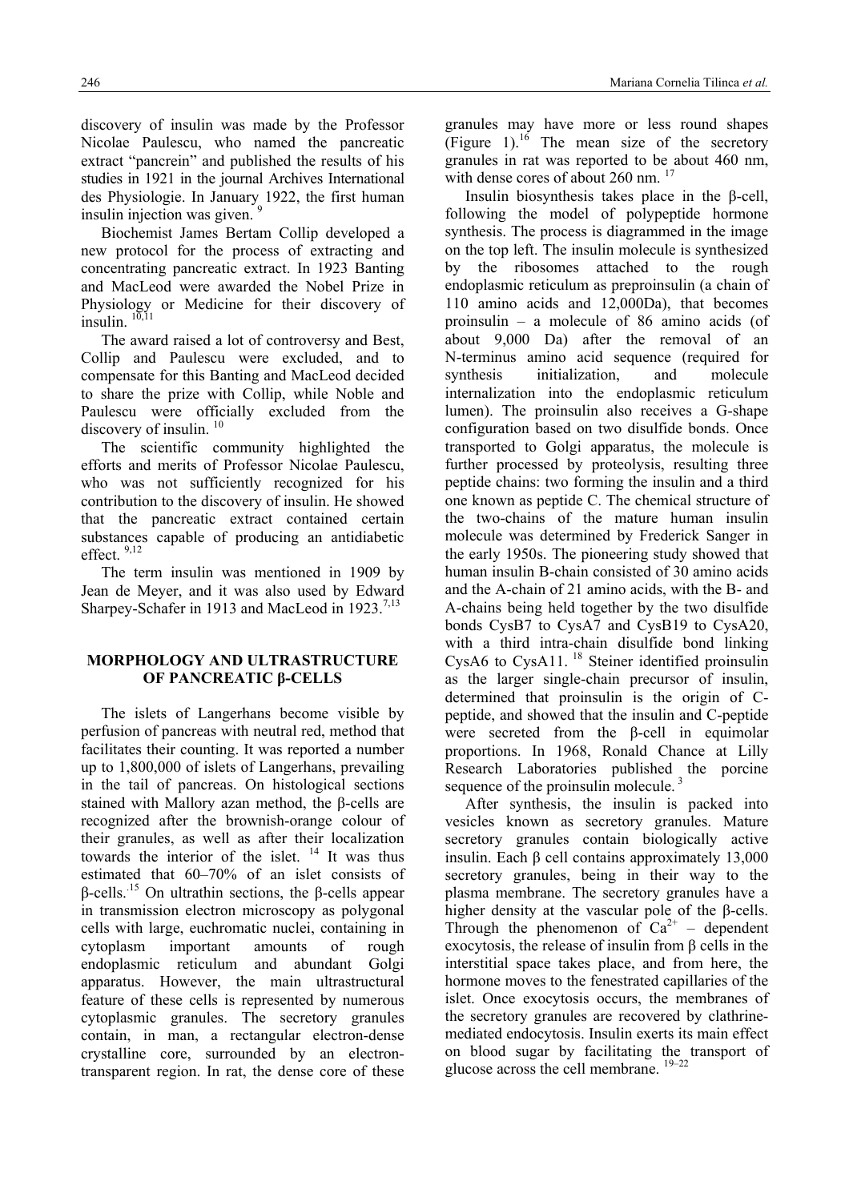discovery of insulin was made by the Professor Nicolae Paulescu, who named the pancreatic extract "pancrein" and published the results of his studies in 1921 in the journal Archives International des Physiologie. In January 1922, the first human insulin injection was given. [9]

Biochemist James Bertam Collip developed a new protocol for the process of extracting and concentrating pancreatic extract. In 1923 Banting and MacLeod were awarded the Nobel Prize in Physiology or Medicine for their discovery of insulin. [10,11]

The award raised a lot of controversy and Best, Collip and Paulescu were excluded, and to compensate for this Banting and MacLeod decided to share the prize with Collip, while Noble and Paulescu were officially excluded from the discovery of insulin. [10]

The scientific community highlighted the efforts and merits of Professor Nicolae Paulescu, who was not sufficiently recognized for his contribution to the discovery of insulin. He showed that the pancreatic extract contained certain substances capable of producing an antidiabetic effect. [9,12]

The term insulin was mentioned in 1909 by Jean de Meyer, and it was also used by Edward Sharpey-Schafer in 1913 and MacLeod in 1923. [7,13]

## MORPHOLOGY AND ULTRASTRUCTURE OF PANCREATIC β-CELLS

The islets of Langerhans become visible by perfusion of pancreas with neutral red, method that facilitates their counting. It was reported a number up to 1,800,000 of islets of Langerhans, prevailing in the tail of pancreas. On histological sections stained with Mallory azan method, the β-cells are recognized after the brownish-orange colour of their granules, as well as after their localization towards the interior of the islet. [14] It was thus estimated that 60–70% of an islet consists of β-cells. [15] On ultrathin sections, the β-cells appear in transmission electron microscopy as polygonal cells with large, euchromatic nuclei, containing in cytoplasm important amounts of rough endoplasmic reticulum and abundant Golgi apparatus. However, the main ultrastructural feature of these cells is represented by numerous cytoplasmic granules. The secretory granules contain, in man, a rectangular electron-dense crystalline core, surrounded by an electron-transparent region. In rat, the dense core of these granules may have more or less round shapes (Figure 1). [16] The mean size of the secretory granules in rat was reported to be about 460 nm, with dense cores of about 260 nm. [17]

Insulin biosynthesis takes place in the β-cell, following the model of polypeptide hormone synthesis. The process is diagrammed in the image on the top left. The insulin molecule is synthesized by the ribosomes attached to the rough endoplasmic reticulum as preproinsulin (a chain of 110 amino acids and 12,000Da), that becomes proinsulin – a molecule of 86 amino acids (of about 9,000 Da) after the removal of an N-terminus amino acid sequence (required for synthesis initialization, and molecule internalization into the endoplasmic reticulum lumen). The proinsulin also receives a G-shape configuration based on two disulfide bonds. Once transported to Golgi apparatus, the molecule is further processed by proteolysis, resulting three peptide chains: two forming the insulin and a third one known as peptide C. The chemical structure of the two-chains of the mature human insulin molecule was determined by Frederick Sanger in the early 1950s. The pioneering study showed that human insulin B-chain consisted of 30 amino acids and the A-chain of 21 amino acids, with the B- and A-chains being held together by the two disulfide bonds CysB7 to CysA7 and CysB19 to CysA20, with a third intra-chain disulfide bond linking CysA6 to CysA11. [18] Steiner identified proinsulin as the larger single-chain precursor of insulin, determined that proinsulin is the origin of C-peptide, and showed that the insulin and C-peptide were secreted from the β-cell in equimolar proportions. In 1968, Ronald Chance at Lilly Research Laboratories published the porcine sequence of the proinsulin molecule. [3]

After synthesis, the insulin is packed into vesicles known as secretory granules. Mature secretory granules contain biologically active insulin. Each β cell contains approximately 13,000 secretory granules, being in their way to the plasma membrane. The secretory granules have a higher density at the vascular pole of the β-cells. Through the phenomenon of $Ca^{2+}$ – dependent exocytosis, the release of insulin from β cells in the interstitial space takes place, and from here, the hormone moves to the fenestrated capillaries of the islet. Once exocytosis occurs, the membranes of the secretory granules are recovered by clathrine-mediated endocytosis. Insulin exerts its main effect on blood sugar by facilitating the transport of glucose across the cell membrane. [19–22]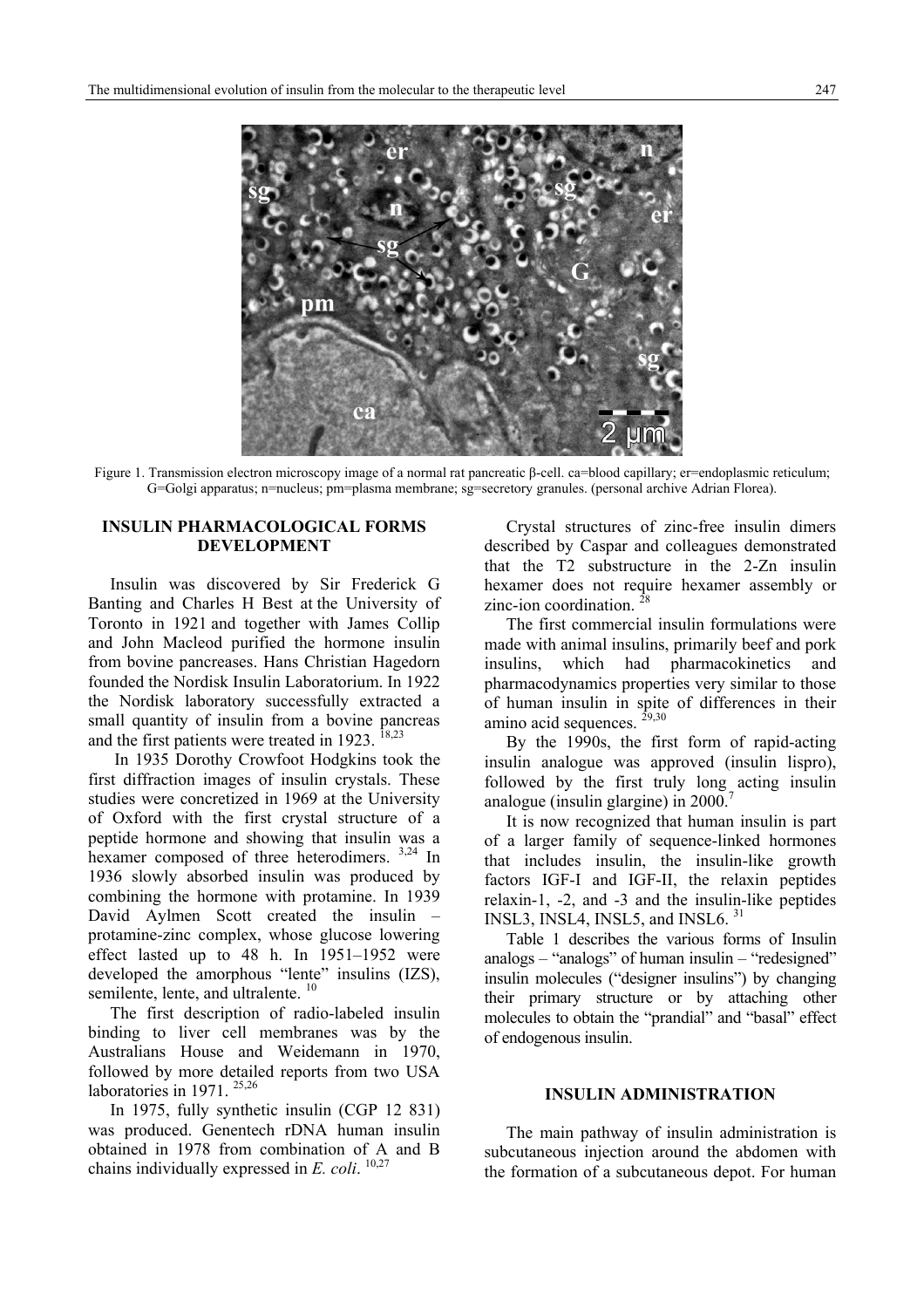Figure 1. Transmission electron microscopy image of a normal rat pancreatic β-cell. ca=blood capillary; er=endoplasmic reticulum; G=Golgi apparatus; n=nucleus; pm=plasma membrane; sg=secretory granules. (personal archive Adrian Florea).

## INSULIN PHARMACOLOGICAL FORMS DEVELOPMENT

Insulin was discovered by Sir Frederick G Banting and Charles H Best at the University of Toronto in 1921 and together with James Collip and John Macleod purified the hormone insulin from bovine pancreases. Hans Christian Hagedorn founded the Nordisk Insulin Laboratorium. In 1922 the Nordisk laboratory successfully extracted a small quantity of insulin from a bovine pancreas and the first patients were treated in 1923. [18,23]

In 1935 Dorothy Crowfoot Hodgkins took the first diffraction images of insulin crystals. These studies were concretized in 1969 at the University of Oxford with the first crystal structure of a peptide hormone and showing that insulin was a hexamer composed of three heterodimers. [3,24] In 1936 slowly absorbed insulin was produced by combining the hormone with protamine. In 1939 David Aylmen Scott created the insulin – protamine-zinc complex, whose glucose lowering effect lasted up to 48 h. In 1951–1952 were developed the amorphous "lente" insulins (IZS), semilente, lente, and ultralente. [10]

The first description of radio-labeled insulin binding to liver cell membranes was by the Australians House and Weidemann in 1970, followed by more detailed reports from two USA laboratories in 1971. [25,26]

In 1975, fully synthetic insulin (CGP 12 831) was produced. Genentech rDNA human insulin obtained in 1978 from combination of A and B chains individually expressed in *E. coli*. [10,27]

Crystal structures of zinc-free insulin dimers described by Caspar and colleagues demonstrated that the T2 substructure in the 2-Zn insulin hexamer does not require hexamer assembly or zinc-ion coordination. [28]

The first commercial insulin formulations were made with animal insulins, primarily beef and pork insulins, which had pharmacokinetics and pharmacodynamics properties very similar to those of human insulin in spite of differences in their amino acid sequences. [29,30]

By the 1990s, the first form of rapid-acting insulin analogue was approved (insulin lispro), followed by the first truly long acting insulin analogue (insulin glargine) in 2000.[7]

It is now recognized that human insulin is part of a larger family of sequence-linked hormones that includes insulin, the insulin-like growth factors IGF-I and IGF-II, the relaxin peptides relaxin-1, -2, and -3 and the insulin-like peptides INSL3, INSL4, INSL5, and INSL6. [31]

Table 1 describes the various forms of Insulin analogs – "analogs" of human insulin – "redesigned" insulin molecules ("designer insulins") by changing their primary structure or by attaching other molecules to obtain the "prandial" and "basal" effect of endogenous insulin.

## INSULIN ADMINISTRATION

The main pathway of insulin administration is subcutaneous injection around the abdomen with the formation of a subcutaneous depot. For human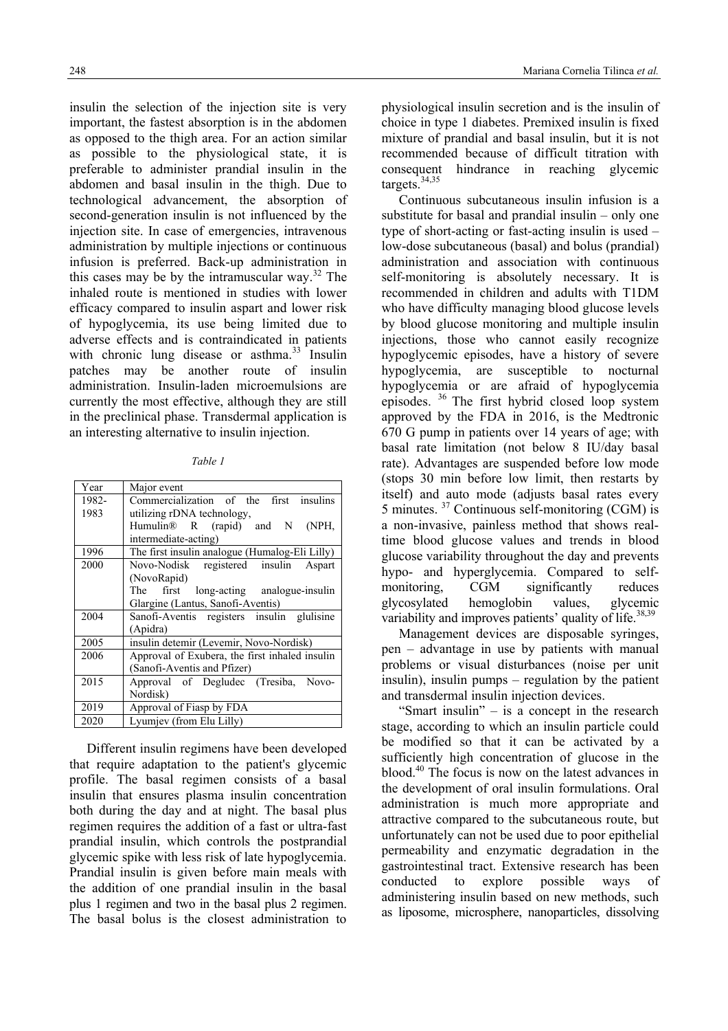insulin the selection of the injection site is very important, the fastest absorption is in the abdomen as opposed to the thigh area. For an action similar as possible to the physiological state, it is preferable to administer prandial insulin in the abdomen and basal insulin in the thigh. Due to technological advancement, the absorption of second-generation insulin is not influenced by the injection site. In case of emergencies, intravenous administration by multiple injections or continuous infusion is preferred. Back-up administration in this cases may be by the intramuscular way.[32] The inhaled route is mentioned in studies with lower efficacy compared to insulin aspart and lower risk of hypoglycemia, its use being limited due to adverse effects and is contraindicated in patients with chronic lung disease or asthma.[33] Insulin patches may be another route of insulin administration. Insulin-laden microemulsions are currently the most effective, although they are still in the preclinical phase. Transdermal application is an interesting alternative to insulin injection.

*Table 1*

| Year | Major event |
|---|---|
| 1982-1983 | Commercialization of the first insulins utilizing rDNA technology, Humulin® R (rapid) and N (NPH, intermediate-acting) |
| 1996 | The first insulin analogue (Humalog-Eli Lilly) |
| 2000 | Novo-Nodisk registered insulin Aspart (NovoRapid)<br>The first long-acting analogue-insulin Glargine (Lantus, Sanofi-Aventis) |
| 2004 | Sanofi-Aventis registers insulin glulisine (Apidra) |
| 2005 | insulin detemir (Levemir, Novo-Nordisk) |
| 2006 | Approval of Exubera, the first inhaled insulin (Sanofi-Aventis and Pfizer) |
| 2015 | Approval of Degludec (Tresiba, Novo-Nordisk) |
| 2019 | Approval of Fiasp by FDA |
| 2020 | Lyumjev (from Elu Lilly) |

Different insulin regimens have been developed that require adaptation to the patient's glycemic profile. The basal regimen consists of a basal insulin that ensures plasma insulin concentration both during the day and at night. The basal plus regimen requires the addition of a fast or ultra-fast prandial insulin, which controls the postprandial glycemic spike with less risk of late hypoglycemia. Prandial insulin is given before main meals with the addition of one prandial insulin in the basal plus 1 regimen and two in the basal plus 2 regimen. The basal bolus is the closest administration to physiological insulin secretion and is the insulin of choice in type 1 diabetes. Premixed insulin is fixed mixture of prandial and basal insulin, but it is not recommended because of difficult titration with consequent hindrance in reaching glycemic targets.[34,35]

Continuous subcutaneous insulin infusion is a substitute for basal and prandial insulin – only one type of short-acting or fast-acting insulin is used – low-dose subcutaneous (basal) and bolus (prandial) administration and association with continuous self-monitoring is absolutely necessary. It is recommended in children and adults with T1DM who have difficulty managing blood glucose levels by blood glucose monitoring and multiple insulin injections, those who cannot easily recognize hypoglycemic episodes, have a history of severe hypoglycemia, are susceptible to nocturnal hypoglycemia or are afraid of hypoglycemia episodes.[36] The first hybrid closed loop system approved by the FDA in 2016, is the Medtronic 670 G pump in patients over 14 years of age; with basal rate limitation (not below 8 IU/day basal rate). Advantages are suspended before low mode (stops 30 min before low limit, then restarts by itself) and auto mode (adjusts basal rates every 5 minutes.[37] Continuous self-monitoring (CGM) is a non-invasive, painless method that shows real-time blood glucose values and trends in blood glucose variability throughout the day and prevents hypo- and hyperglycemia. Compared to self-monitoring, CGM significantly reduces glycosylated hemoglobin values, glycemic variability and improves patients' quality of life.[38,39]

Management devices are disposable syringes, pen – advantage in use by patients with manual problems or visual disturbances (noise per unit insulin), insulin pumps – regulation by the patient and transdermal insulin injection devices.

"Smart insulin" – is a concept in the research stage, according to which an insulin particle could be modified so that it can be activated by a sufficiently high concentration of glucose in the blood.[40] The focus is now on the latest advances in the development of oral insulin formulations. Oral administration is much more appropriate and attractive compared to the subcutaneous route, but unfortunately can not be used due to poor epithelial permeability and enzymatic degradation in the gastrointestinal tract. Extensive research has been conducted to explore possible ways of administering insulin based on new methods, such as liposome, microsphere, nanoparticles, dissolving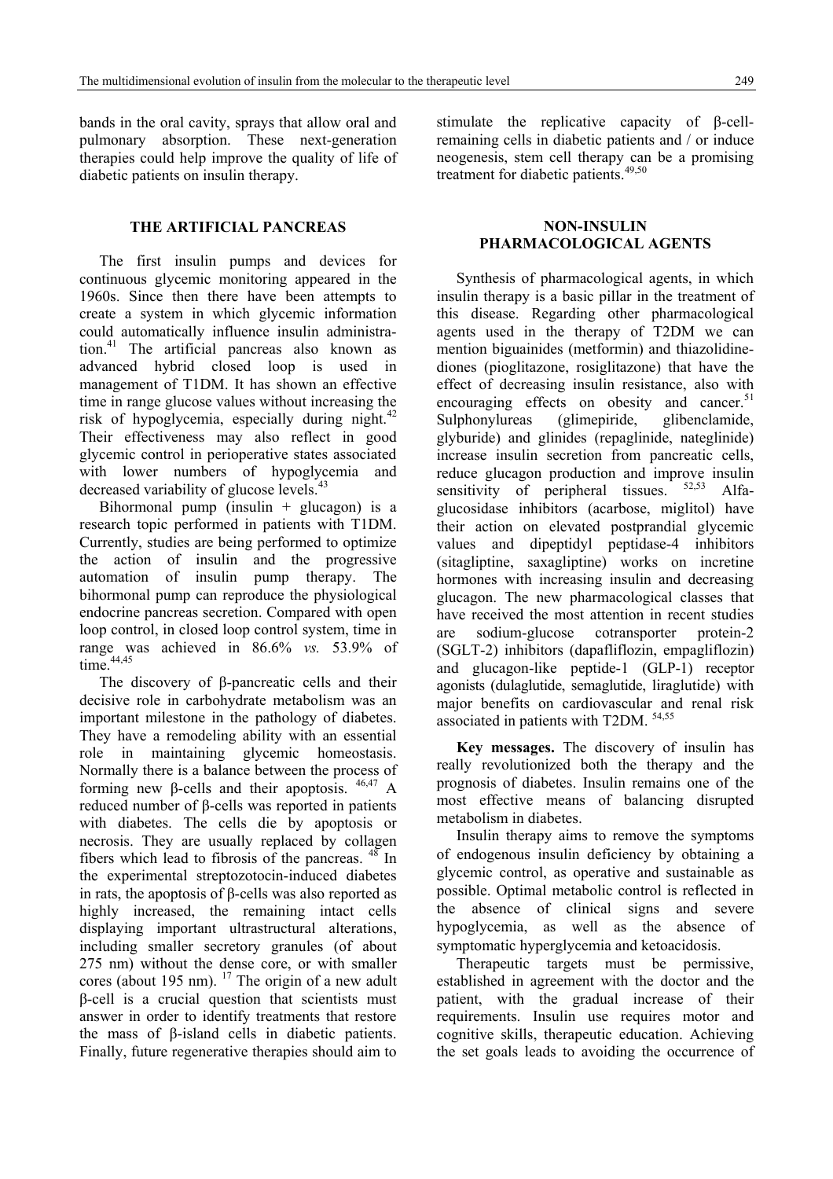bands in the oral cavity, sprays that allow oral and pulmonary absorption. These next-generation therapies could help improve the quality of life of diabetic patients on insulin therapy.

## THE ARTIFICIAL PANCREAS

The first insulin pumps and devices for continuous glycemic monitoring appeared in the 1960s. Since then there have been attempts to create a system in which glycemic information could automatically influence insulin administration.[41] The artificial pancreas also known as advanced hybrid closed loop is used in management of T1DM. It has shown an effective time in range glucose values without increasing the risk of hypoglycemia, especially during night.[42] Their effectiveness may also reflect in good glycemic control in perioperative states associated with lower numbers of hypoglycemia and decreased variability of glucose levels.[43]

Bihormonal pump (insulin + glucagon) is a research topic performed in patients with T1DM. Currently, studies are being performed to optimize the action of insulin and the progressive automation of insulin pump therapy. The bihormonal pump can reproduce the physiological endocrine pancreas secretion. Compared with open loop control, in closed loop control system, time in range was achieved in 86.6% *vs.* 53.9% of time.[44,45]

The discovery of β-pancreatic cells and their decisive role in carbohydrate metabolism was an important milestone in the pathology of diabetes. They have a remodeling ability with an essential role in maintaining glycemic homeostasis. Normally there is a balance between the process of forming new β-cells and their apoptosis. [46,47] A reduced number of β-cells was reported in patients with diabetes. The cells die by apoptosis or necrosis. They are usually replaced by collagen fibers which lead to fibrosis of the pancreas. [48] In the experimental streptozotocin-induced diabetes in rats, the apoptosis of β-cells was also reported as highly increased, the remaining intact cells displaying important ultrastructural alterations, including smaller secretory granules (of about 275 nm) without the dense core, or with smaller cores (about 195 nm). [17] The origin of a new adult β-cell is a crucial question that scientists must answer in order to identify treatments that restore the mass of β-island cells in diabetic patients. Finally, future regenerative therapies should aim to stimulate the replicative capacity of β-cell-remaining cells in diabetic patients and / or induce neogenesis, stem cell therapy can be a promising treatment for diabetic patients.[49,50]

## NON-INSULIN PHARMACOLOGICAL AGENTS

Synthesis of pharmacological agents, in which insulin therapy is a basic pillar in the treatment of this disease. Regarding other pharmacological agents used in the therapy of T2DM we can mention biguainides (metformin) and thiazolidinediones (pioglitazone, rosiglitazone) that have the effect of decreasing insulin resistance, also with encouraging effects on obesity and cancer.[51] Sulphonylureas (glimepiride, glibenclamide, glyburide) and glinides (repaglinide, nateglinide) increase insulin secretion from pancreatic cells, reduce glucagon production and improve insulin sensitivity of peripheral tissues. [52,53] Alfa-glucosidase inhibitors (acarbose, miglitol) have their action on elevated postprandial glycemic values and dipeptidyl peptidase-4 inhibitors (sitagliptine, saxagliptine) works on incretine hormones with increasing insulin and decreasing glucagon. The new pharmacological classes that have received the most attention in recent studies are sodium-glucose cotransporter protein-2 (SGLT-2) inhibitors (dapafliflozin, empagliflozin) and glucagon-like peptide-1 (GLP-1) receptor agonists (dulaglutide, semaglutide, liraglutide) with major benefits on cardiovascular and renal risk associated in patients with T2DM. [54,55]

**Key messages.** The discovery of insulin has really revolutionized both the therapy and the prognosis of diabetes. Insulin remains one of the most effective means of balancing disrupted metabolism in diabetes.

Insulin therapy aims to remove the symptoms of endogenous insulin deficiency by obtaining a glycemic control, as operative and sustainable as possible. Optimal metabolic control is reflected in the absence of clinical signs and severe hypoglycemia, as well as the absence of symptomatic hyperglycemia and ketoacidosis.

Therapeutic targets must be permissive, established in agreement with the doctor and the patient, with the gradual increase of their requirements. Insulin use requires motor and cognitive skills, therapeutic education. Achieving the set goals leads to avoiding the occurrence of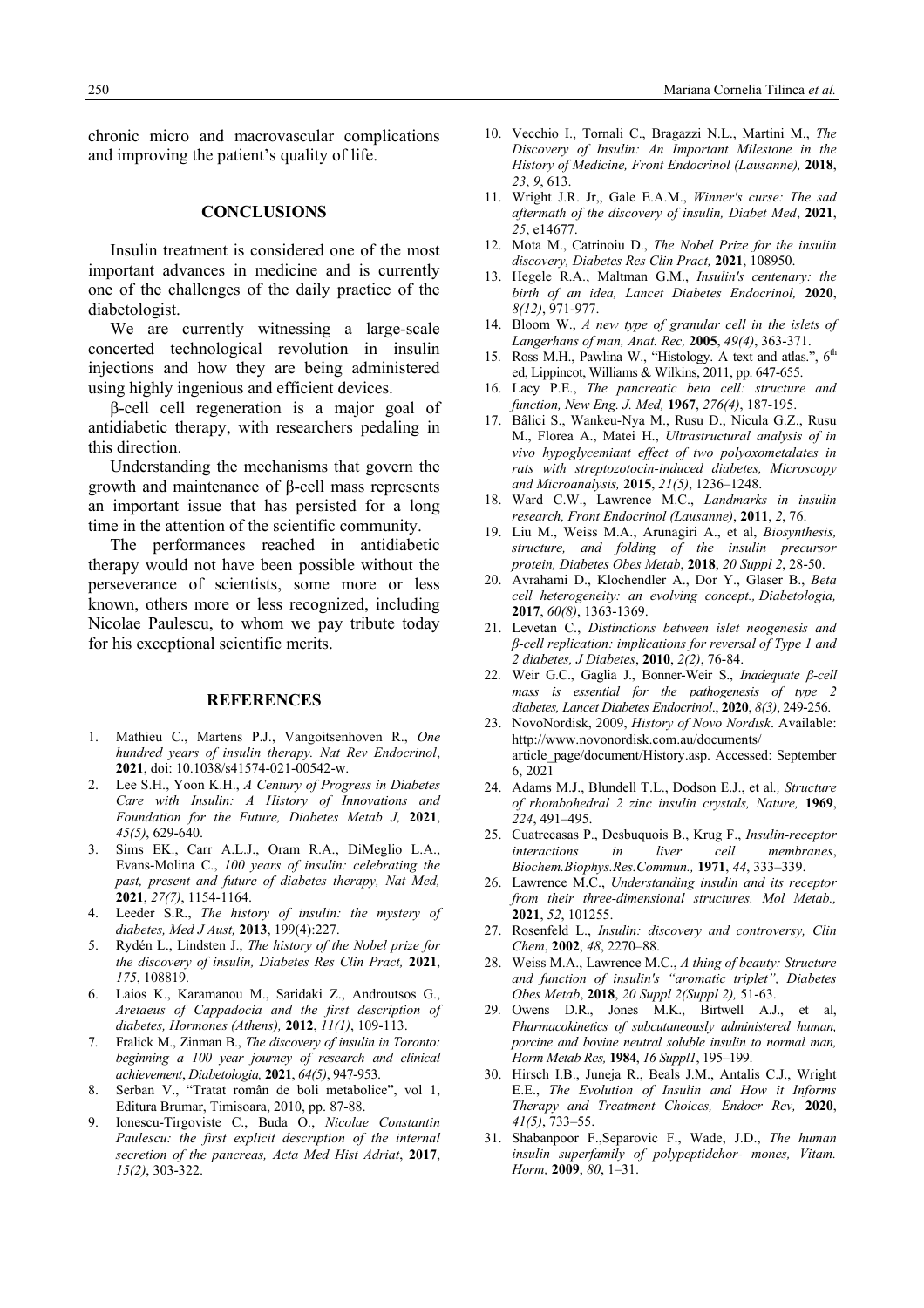chronic micro and macrovascular complications and improving the patient's quality of life.

## CONCLUSIONS

Insulin treatment is considered one of the most important advances in medicine and is currently one of the challenges of the daily practice of the diabetologist.

We are currently witnessing a large-scale concerted technological revolution in insulin injections and how they are being administered using highly ingenious and efficient devices.

β-cell cell regeneration is a major goal of antidiabetic therapy, with researchers pedaling in this direction.

Understanding the mechanisms that govern the growth and maintenance of β-cell mass represents an important issue that has persisted for a long time in the attention of the scientific community.

The performances reached in antidiabetic therapy would not have been possible without the perseverance of scientists, some more or less known, others more or less recognized, including Nicolae Paulescu, to whom we pay tribute today for his exceptional scientific merits.

## REFERENCES

1. Mathieu C., Martens P.J., Vangoitsenhoven R., *One hundred years of insulin therapy. Nat Rev Endocrinol*, **2021**, doi: 10.1038/s41574-021-00542-w.
2. Lee S.H., Yoon K.H., *A Century of Progress in Diabetes Care with Insulin: A History of Innovations and Foundation for the Future, Diabetes Metab J,* **2021**, *45(5)*, 629-640.
3. Sims EK., Carr A.L.J., Oram R.A., DiMeglio L.A., Evans-Molina C., *100 years of insulin: celebrating the past, present and future of diabetes therapy, Nat Med,* **2021**, *27(7)*, 1154-1164.
4. Leeder S.R., *The history of insulin: the mystery of diabetes, Med J Aust,* **2013**, 199(4):227.
5. Rydén L., Lindsten J., *The history of the Nobel prize for the discovery of insulin, Diabetes Res Clin Pract,* **2021**, *175*, 108819.
6. Laios K., Karamanou M., Saridaki Z., Androutsos G., *Aretaeus of Cappadocia and the first description of diabetes, Hormones (Athens),* **2012**, *11(1)*, 109-113.
7. Fralick M., Zinman B., *The discovery of insulin in Toronto: beginning a 100 year journey of research and clinical achievement*, *Diabetologia,* **2021**, *64(5)*, 947-953.
8. Serban V., "Tratat român de boli metabolice", vol 1, Editura Brumar, Timisoara, 2010, pp. 87-88.
9. Ionescu-Tirgoviste C., Buda O., *Nicolae Constantin Paulescu: the first explicit description of the internal secretion of the pancreas, Acta Med Hist Adriat*, **2017**, *15(2)*, 303-322.
10. Vecchio I., Tornali C., Bragazzi N.L., Martini M., *The Discovery of Insulin: An Important Milestone in the History of Medicine, Front Endocrinol (Lausanne),* **2018**, *23*, *9*, 613.
11. Wright J.R. Jr,, Gale E.A.M., *Winner's curse: The sad aftermath of the discovery of insulin, Diabet Med*, **2021**, *25*, e14677.
12. Mota M., Catrinoiu D., *The Nobel Prize for the insulin discovery, Diabetes Res Clin Pract,* **2021**, 108950.
13. Hegele R.A., Maltman G.M., *Insulin's centenary: the birth of an idea, Lancet Diabetes Endocrinol,* **2020**, *8(12)*, 971-977.
14. Bloom W., *A new type of granular cell in the islets of Langerhans of man, Anat. Rec,* **2005**, *49(4)*, 363-371.
15. Ross M.H., Pawlina W., "Histology. A text and atlas.", 6th ed, Lippincot, Williams & Wilkins, 2011, pp. 647-655.
16. Lacy P.E., *The pancreatic beta cell: structure and function, New Eng. J. Med,* **1967**, *276(4)*, 187-195.
17. Bâlici S., Wankeu-Nya M., Rusu D., Nicula G.Z., Rusu M., Florea A., Matei H., *Ultrastructural analysis of in vivo hypoglycemiant effect of two polyoxometalates in rats with streptozotocin-induced diabetes, Microscopy and Microanalysis,* **2015**, *21(5)*, 1236–1248.
18. Ward C.W., Lawrence M.C., *Landmarks in insulin research, Front Endocrinol (Lausanne)*, **2011**, *2*, 76.
19. Liu M., Weiss M.A., Arunagiri A., et al, *Biosynthesis, structure, and folding of the insulin precursor protein, Diabetes Obes Metab*, **2018**, *20 Suppl 2*, 28-50.
20. Avrahami D., Klochendler A., Dor Y., Glaser B., *Beta cell heterogeneity: an evolving concept., Diabetologia,* **2017**, *60(8)*, 1363-1369.
21. Levetan C., *Distinctions between islet neogenesis and β-cell replication: implications for reversal of Type 1 and 2 diabetes, J Diabetes*, **2010**, *2(2)*, 76-84.
22. Weir G.C., Gaglia J., Bonner-Weir S., *Inadequate β-cell mass is essential for the pathogenesis of type 2 diabetes, Lancet Diabetes Endocrinol*., **2020**, *8(3)*, 249-256.
23. NovoNordisk, 2009, *History of Novo Nordisk*. Available: http://www.novonordisk.com.au/documents/article_page/document/History.asp. Accessed: September 6, 2021
24. Adams M.J., Blundell T.L., Dodson E.J., et al*., Structure of rhombohedral 2 zinc insulin crystals, Nature,* **1969**, *224*, 491–495.
25. Cuatrecasas P., Desbuquois B., Krug F., *Insulin-receptor interactions in liver cell membranes*, *Biochem.Biophys.Res.Commun.,* **1971**, *44*, 333–339.
26. Lawrence M.C., *Understanding insulin and its receptor from their three-dimensional structures. Mol Metab.,* **2021**, *52*, 101255.
27. Rosenfeld L., *Insulin: discovery and controversy, Clin Chem*, **2002**, *48*, 2270–88.
28. Weiss M.A., Lawrence M.C., *A thing of beauty: Structure and function of insulin's "aromatic triplet", Diabetes Obes Metab*, **2018**, *20 Suppl 2(Suppl 2),* 51-63.
29. Owens D.R., Jones M.K., Birtwell A.J., et al, *Pharmacokinetics of subcutaneously administered human, porcine and bovine neutral soluble insulin to normal man, Horm Metab Res,* **1984**, *16 Suppl1*, 195–199.
30. Hirsch I.B., Juneja R., Beals J.M., Antalis C.J., Wright E.E., *The Evolution of Insulin and How it Informs Therapy and Treatment Choices, Endocr Rev,* **2020**, *41(5)*, 733–55.
31. Shabanpoor F.,Separovic F., Wade, J.D., *The human insulin superfamily of polypeptidehor- mones, Vitam. Horm,* **2009**, *80*, 1–31.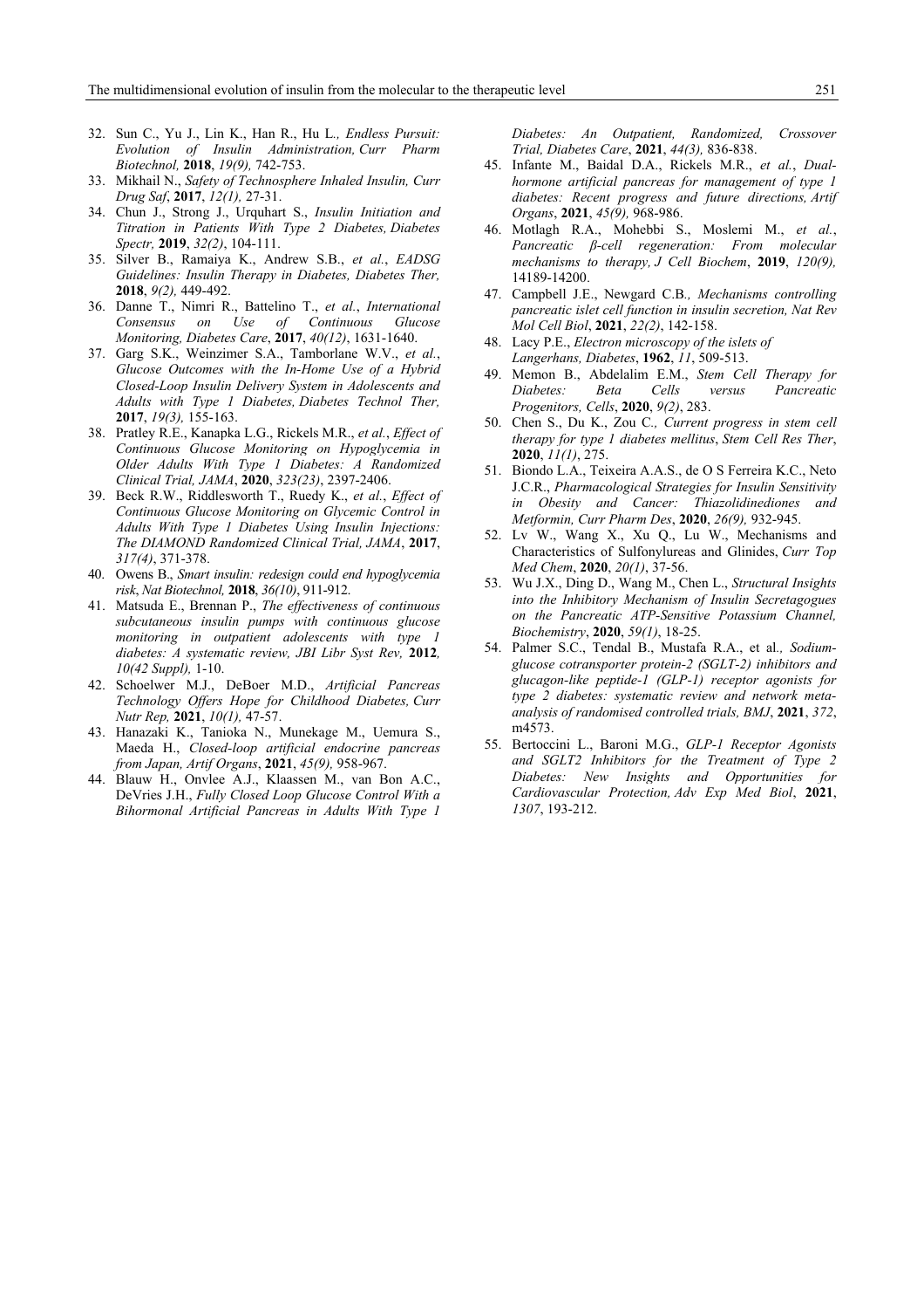32. Sun C., Yu J., Lin K., Han R., Hu L.*, Endless Pursuit: Evolution of Insulin Administration, Curr Pharm Biotechnol,* **2018**, *19(9),* 742-753.
33. Mikhail N., *Safety of Technosphere Inhaled Insulin, Curr Drug Saf*, **2017**, *12(1),* 27-31.
34. Chun J., Strong J., Urquhart S., *Insulin Initiation and Titration in Patients With Type 2 Diabetes, Diabetes Spectr,* **2019**, *32(2)*, 104-111.
35. Silver B., Ramaiya K., Andrew S.B., *et al.*, *EADSG Guidelines: Insulin Therapy in Diabetes, Diabetes Ther,* **2018**, *9(2),* 449-492.
36. Danne T., Nimri R., Battelino T., *et al.*, *International Consensus on Use of Continuous Glucose Monitoring, Diabetes Care*, **2017**, *40(12)*, 1631-1640.
37. Garg S.K., Weinzimer S.A., Tamborlane W.V., *et al.*, *Glucose Outcomes with the In-Home Use of a Hybrid Closed-Loop Insulin Delivery System in Adolescents and Adults with Type 1 Diabetes, Diabetes Technol Ther,* **2017**, *19(3),* 155-163.
38. Pratley R.E., Kanapka L.G., Rickels M.R., *et al.*, *Effect of Continuous Glucose Monitoring on Hypoglycemia in Older Adults With Type 1 Diabetes: A Randomized Clinical Trial, JAMA*, **2020**, *323(23)*, 2397-2406.
39. Beck R.W., Riddlesworth T., Ruedy K., *et al.*, *Effect of Continuous Glucose Monitoring on Glycemic Control in Adults With Type 1 Diabetes Using Insulin Injections: The DIAMOND Randomized Clinical Trial, JAMA*, **2017**, *317(4)*, 371-378.
40. Owens B., *Smart insulin: redesign could end hypoglycemia risk*, *Nat Biotechnol,* **2018**, *36(10)*, 911-912.
41. Matsuda E., Brennan P., *The effectiveness of continuous subcutaneous insulin pumps with continuous glucose monitoring in outpatient adolescents with type 1 diabetes: A systematic review, JBI Libr Syst Rev,* **2012***, 10(42 Suppl),* 1-10.
42. Schoelwer M.J., DeBoer M.D., *Artificial Pancreas Technology Offers Hope for Childhood Diabetes, Curr Nutr Rep,* **2021**, *10(1),* 47-57.
43. Hanazaki K., Tanioka N., Munekage M., Uemura S., Maeda H., *Closed-loop artificial endocrine pancreas from Japan, Artif Organs*, **2021**, *45(9),* 958-967.
44. Blauw H., Onvlee A.J., Klaassen M., van Bon A.C., DeVries J.H., *Fully Closed Loop Glucose Control With a Bihormonal Artificial Pancreas in Adults With Type 1 Diabetes: An Outpatient, Randomized, Crossover Trial, Diabetes Care*, **2021**, *44(3),* 836-838.
45. Infante M., Baidal D.A., Rickels M.R., *et al.*, *Dual-hormone artificial pancreas for management of type 1 diabetes: Recent progress and future directions, Artif Organs*, **2021**, *45(9),* 968-986.
46. Motlagh R.A., Mohebbi S., Moslemi M., *et al.*, *Pancreatic β-cell regeneration: From molecular mechanisms to therapy, J Cell Biochem*, **2019**, *120(9),* 14189-14200.
47. Campbell J.E., Newgard C.B.*, Mechanisms controlling pancreatic islet cell function in insulin secretion, Nat Rev Mol Cell Biol*, **2021**, *22(2)*, 142-158.
48. Lacy P.E., *Electron microscopy of the islets of Langerhans, Diabetes*, **1962**, *11*, 509-513.
49. Memon B., Abdelalim E.M., *Stem Cell Therapy for Diabetes: Beta Cells versus Pancreatic Progenitors, Cells*, **2020**, *9(2)*, 283.
50. Chen S., Du K., Zou C.*, Current progress in stem cell therapy for type 1 diabetes mellitus*, *Stem Cell Res Ther*, **2020**, *11(1)*, 275.
51. Biondo L.A., Teixeira A.A.S., de O S Ferreira K.C., Neto J.C.R., *Pharmacological Strategies for Insulin Sensitivity in Obesity and Cancer: Thiazolidinediones and Metformin, Curr Pharm Des*, **2020**, *26(9),* 932-945.
52. Lv W., Wang X., Xu Q., Lu W., Mechanisms and Characteristics of Sulfonylureas and Glinides, *Curr Top Med Chem*, **2020**, *20(1)*, 37-56.
53. Wu J.X., Ding D., Wang M., Chen L., *Structural Insights into the Inhibitory Mechanism of Insulin Secretagogues on the Pancreatic ATP-Sensitive Potassium Channel, Biochemistry*, **2020**, *59(1)*, 18-25.
54. Palmer S.C., Tendal B., Mustafa R.A., et al*., Sodium-glucose cotransporter protein-2 (SGLT-2) inhibitors and glucagon-like peptide-1 (GLP-1) receptor agonists for type 2 diabetes: systematic review and network meta-analysis of randomised controlled trials, BMJ*, **2021**, *372*, m4573.
55. Bertoccini L., Baroni M.G., *GLP-1 Receptor Agonists and SGLT2 Inhibitors for the Treatment of Type 2 Diabetes: New Insights and Opportunities for Cardiovascular Protection, Adv Exp Med Biol*, **2021**, *1307*, 193-212.